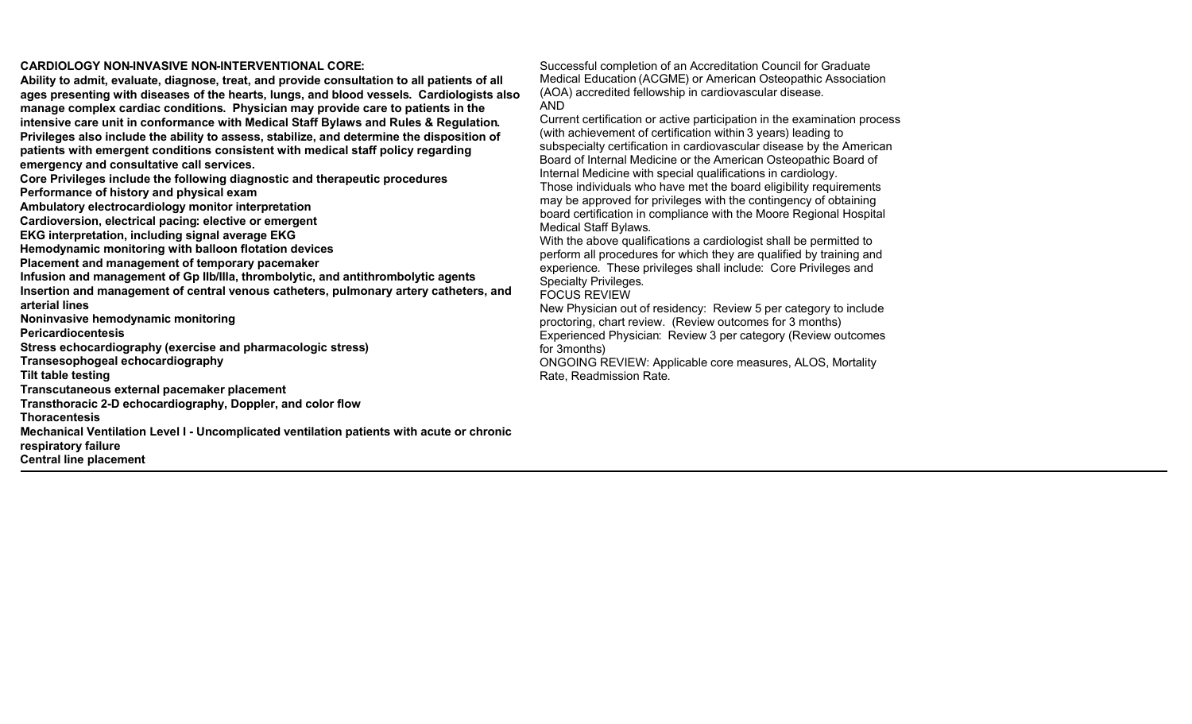**CARDIOLOGY NON-INVASIVE NON-INTERVENTIONAL CORE:**

**Ability to admit, evaluate, diagnose, treat, and provide consultation to all patients of all ages presenting with diseases of the hearts, lungs, and blood vessels. Cardiologists also manage complex cardiac conditions. Physician may provide care to patients in the intensive care unit in conformance with Medical Staff Bylaws and Rules & Regulation. Privileges also include the ability to assess, stabilize, and determine the disposition of patients with emergent conditions consistent with medical staff policy regarding emergency and consultative call services.**

**Core Privileges include the following diagnostic and therapeutic procedures**

- **Performance of history and physical exam**
- **Ambulatory electrocardiology monitor interpretation**
- **Cardioversion, electrical pacing: elective or emergent**
- **EKG interpretation, including signal average EKG**
- **Hemodynamic monitoring with balloon flotation devices**
- **Placement and management of temporary pacemaker**
- **Infusion and management of Gp IIb/IIIa, thrombolytic, and antithrombolytic agents**
- **Insertion and management of central venous catheters, pulmonary artery catheters, and arterial lines**
- **Noninvasive hemodynamic monitoring**
- **Pericardiocentesis**
- **Stress echocardiography (exercise and pharmacologic stress)**
- **Transesophogeal echocardiography**
- **Tilt table testing**
- **Transcutaneous external pacemaker placement**
- **Transthoracic 2-D echocardiography, Doppler, and color flow**
- **Thoracentesis**
- **Mechanical Ventilation Level I - Uncomplicated ventilation patients with acute or chronic respiratory failure**
- **Central line placement**

Successful completion of an Accreditation Council for Graduate Medical Education (ACGME) or American Osteopathic Association (AOA) accredited fellowship in cardiovascular disease.

AND

Current certification or active participation in the examination process (with achievement of certification within 3 years) leading to subspecialty certification in cardiovascular disease by the American Board of Internal Medicine or the American Osteopathic Board of Internal Medicine with special qualifications in cardiology.

Those individuals who have met the board eligibility requirements may be approved for privileges with the contingency of obtaining board certification in compliance with the Moore Regional Hospital Medical Staff Bylaws.

With the above qualifications a cardiologist shall be permitted to perform all procedures for which they are qualified by training and experience. These privileges shall include: Core Privileges and Specialty Privileges.

FOCUS REVIEW

New Physician out of residency: Review 5 per category to include proctoring, chart review. (Review outcomes for 3 months)

Experienced Physician: Review 3 per category (Review outcomes for 3months)

ONGOING REVIEW: Applicable core measures, ALOS, Mortality Rate, Readmission Rate.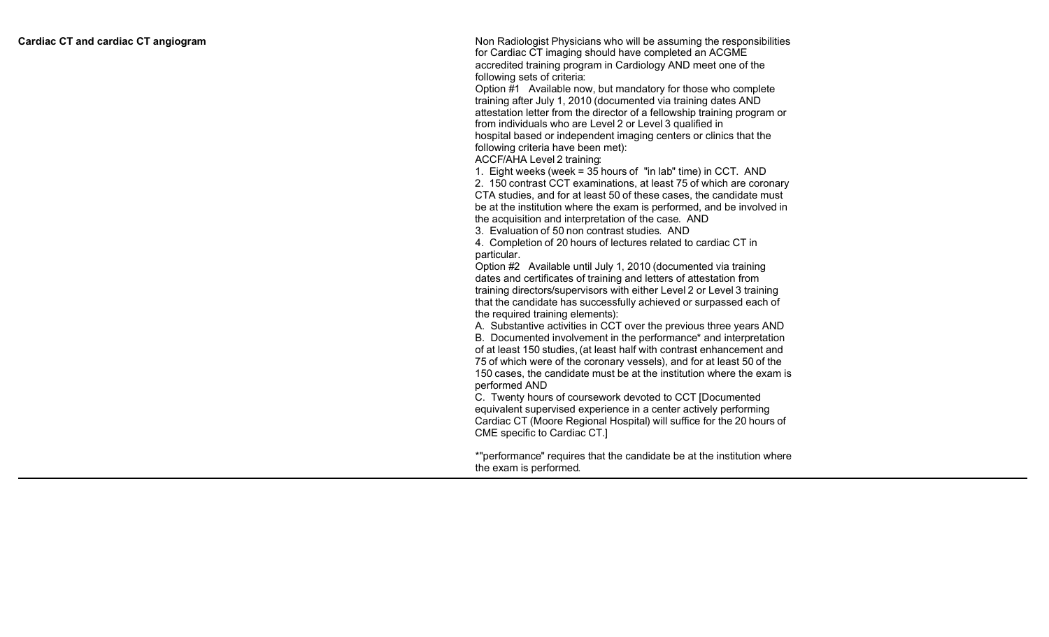| **Cardiac CT and cardiac CT angiogram** | Non Radiologist Physicians who will be assuming the responsibilities for Cardiac CT imaging should have completed an ACGME accredited training program in Cardiology AND meet one of the following sets of criteria:<br>Option #1 Available now, but mandatory for those who complete training after July 1, 2010 (documented via training dates AND attestation letter from the director of a fellowship training program or from individuals who are Level 2 or Level 3 qualified in hospital based or independent imaging centers or clinics that the following criteria have been met):<br>ACCF/AHA Level 2 training:<br>1. Eight weeks (week = 35 hours of "in lab" time) in CCT. AND<br>2. 150 contrast CCT examinations, at least 75 of which are coronary CTA studies, and for at least 50 of these cases, the candidate must be at the institution where the exam is performed, and be involved in the acquisition and interpretation of the case. AND<br>3. Evaluation of 50 non contrast studies. AND<br>4. Completion of 20 hours of lectures related to cardiac CT in particular.<br>Option #2 Available until July 1, 2010 (documented via training dates and certificates of training and letters of attestation from training directors/supervisors with either Level 2 or Level 3 training that the candidate has successfully achieved or surpassed each of the required training elements):<br>A. Substantive activities in CCT over the previous three years AND<br>B. Documented involvement in the performance* and interpretation of at least 150 studies, (at least half with contrast enhancement and 75 of which were of the coronary vessels), and for at least 50 of the 150 cases, the candidate must be at the institution where the exam is performed AND<br>C. Twenty hours of coursework devoted to CCT [Documented equivalent supervised experience in a center actively performing Cardiac CT (Moore Regional Hospital) will suffice for the 20 hours of CME specific to Cardiac CT.]<br><br>*"performance" requires that the candidate be at the institution where the exam is performed. |
|---|---|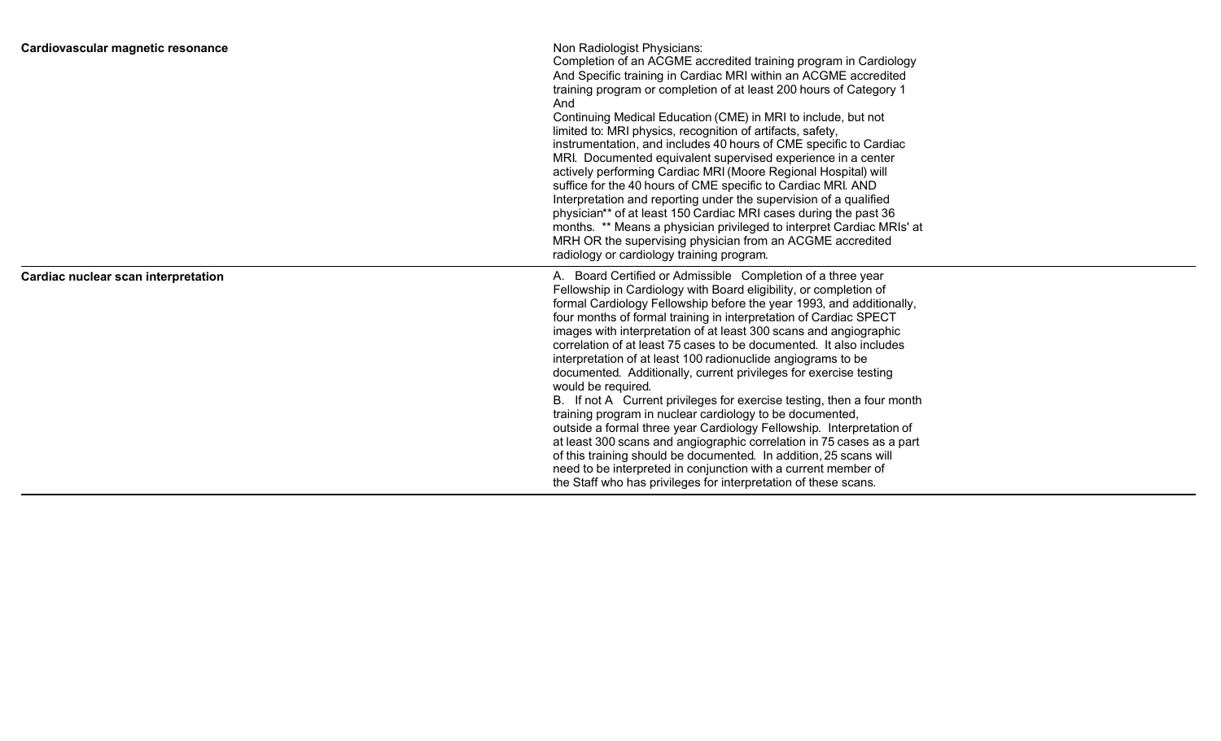| | |
|---|---|
| **Cardiovascular magnetic resonance** | Non Radiologist Physicians:<br>Completion of an ACGME accredited training program in Cardiology<br>And Specific training in Cardiac MRI within an ACGME accredited training program or completion of at least 200 hours of Category 1<br>And<br>Continuing Medical Education (CME) in MRI to include, but not limited to: MRI physics, recognition of artifacts, safety, instrumentation, and includes 40 hours of CME specific to Cardiac MRI. Documented equivalent supervised experience in a center actively performing Cardiac MRI (Moore Regional Hospital) will suffice for the 40 hours of CME specific to Cardiac MRI. AND<br>Interpretation and reporting under the supervision of a qualified physician** of at least 150 Cardiac MRI cases during the past 36 months. ** Means a physician privileged to interpret Cardiac MRIs' at MRH OR the supervising physician from an ACGME accredited radiology or cardiology training program. |
| **Cardiac nuclear scan interpretation** | A. Board Certified or Admissible Completion of a three year Fellowship in Cardiology with Board eligibility, or completion of formal Cardiology Fellowship before the year 1993, and additionally, four months of formal training in interpretation of Cardiac SPECT images with interpretation of at least 300 scans and angiographic correlation of at least 75 cases to be documented. It also includes interpretation of at least 100 radionuclide angiograms to be documented. Additionally, current privileges for exercise testing would be required.<br>B. If not A Current privileges for exercise testing, then a four month training program in nuclear cardiology to be documented, outside a formal three year Cardiology Fellowship. Interpretation of at least 300 scans and angiographic correlation in 75 cases as a part of this training should be documented. In addition, 25 scans will need to be interpreted in conjunction with a current member of the Staff who has privileges for interpretation of these scans. |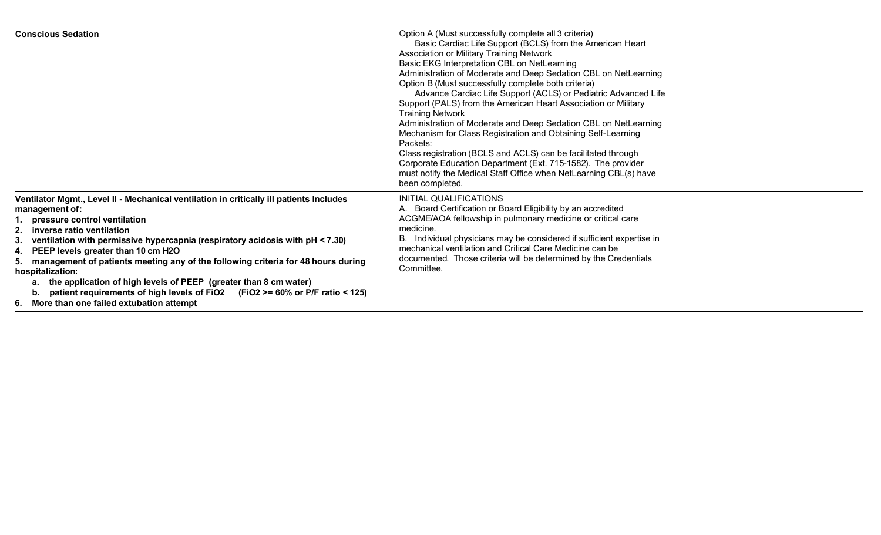| | |
|---|---|
| **Conscious Sedation** | Option A (Must successfully complete all 3 criteria)<br>Basic Cardiac Life Support (BCLS) from the American Heart Association or Military Training Network<br>Basic EKG Interpretation CBL on NetLearning<br>Administration of Moderate and Deep Sedation CBL on NetLearning<br>Option B (Must successfully complete both criteria)<br>Advance Cardiac Life Support (ACLS) or Pediatric Advanced Life Support (PALS) from the American Heart Association or Military Training Network<br>Administration of Moderate and Deep Sedation CBL on NetLearning<br>Mechanism for Class Registration and Obtaining Self-Learning Packets:<br>Class registration (BCLS and ACLS) can be facilitated through Corporate Education Department (Ext. 715-1582). The provider must notify the Medical Staff Office when NetLearning CBL(s) have been completed. |
| **Ventilator Mgmt., Level II - Mechanical ventilation in critically ill patients Includes management of:**<br>**1. pressure control ventilation**<br>**2. inverse ratio ventilation**<br>**3. ventilation with permissive hypercapnia (respiratory acidosis with pH < 7.30)**<br>**4. PEEP levels greater than 10 cm $H_2O$**<br>**5. management of patients meeting any of the following criteria for 48 hours during hospitalization:**<br>**a. the application of high levels of PEEP (greater than 8 cm water)**<br>**b. patient requirements of high levels of $FiO_2$ ($FiO_2$ >= 60% or P/F ratio < 125)**<br>**6. More than one failed extubation attempt** | INITIAL QUALIFICATIONS<br>A. Board Certification or Board Eligibility by an accredited ACGME/AOA fellowship in pulmonary medicine or critical care medicine.<br>B. Individual physicians may be considered if sufficient expertise in mechanical ventilation and Critical Care Medicine can be documented. Those criteria will be determined by the Credentials Committee. |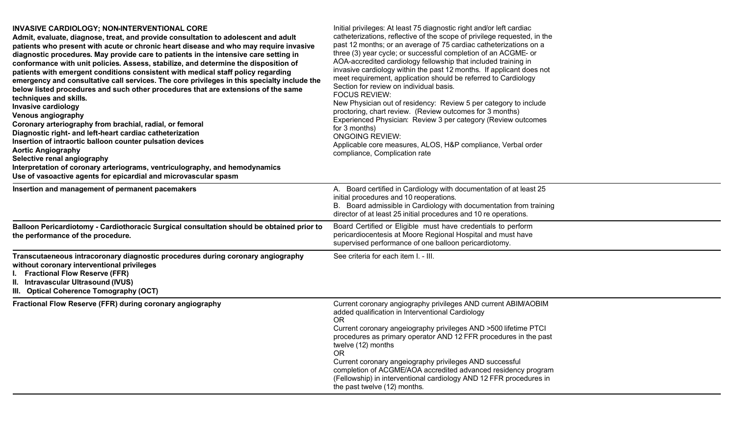| | |
|---|---|
| **INVASIVE CARDIOLOGY; NON-INTERVENTIONAL CORE**<br>**Admit, evaluate, diagnose, treat, and provide consultation to adolescent and adult patients who present with acute or chronic heart disease and who may require invasive diagnostic procedures. May provide care to patients in the intensive care setting in conformance with unit policies. Assess, stabilize, and determine the disposition of patients with emergent conditions consistent with medical staff policy regarding emergency and consultative call services. The core privileges in this specialty include the below listed procedures and such other procedures that are extensions of the same techniques and skills.**<br>**Invasive cardiology**<br>**Venous angiography**<br>**Coronary arteriography from brachial, radial, or femoral**<br>**Diagnostic right- and left-heart cardiac catheterization**<br>**Insertion of intraortic balloon counter pulsation devices**<br>**Aortic Angiography**<br>**Selective renal angiography**<br>**Interpretation of coronary arteriograms, ventriculography, and hemodynamics**<br>**Use of vasoactive agents for epicardial and microvascular spasm** | Initial privileges: At least 75 diagnostic right and/or left cardiac catheterizations, reflective of the scope of privilege requested, in the past 12 months; or an average of 75 cardiac catheterizations on a three (3) year cycle; or successful completion of an ACGME- or AOA-accredited cardiology fellowship that included training in invasive cardiology within the past 12 months. If applicant does not meet requirement, application should be referred to Cardiology Section for review on individual basis.<br>FOCUS REVIEW:<br>New Physician out of residency: Review 5 per category to include proctoring, chart review. (Review outcomes for 3 months)<br>Experienced Physician: Review 3 per category (Review outcomes for 3 months)<br>ONGOING REVIEW:<br>Applicable core measures, ALOS, H&P compliance, Verbal order compliance, Complication rate |
| **Insertion and management of permanent pacemakers** | A. Board certified in Cardiology with documentation of at least 25 initial procedures and 10 reoperations.<br>B. Board admissible in Cardiology with documentation from training director of at least 25 initial procedures and 10 re operations. |
| **Balloon Pericardiotomy - Cardiothoracic Surgical consultation should be obtained prior to the performance of the procedure.** | Board Certified or Eligible must have credentials to perform pericardiocentesis at Moore Regional Hospital and must have supervised performance of one balloon pericardiotomy. |
| **Transcutaeneous intracoronary diagnostic procedures during coronary angiography without coronary interventional privileges**<br>**I. Fractional Flow Reserve (FFR)**<br>**II. Intravascular Ultrasound (IVUS)**<br>**III. Optical Coherence Tomography (OCT)** | See criteria for each item I. - III. |
| **Fractional Flow Reserve (FFR) during coronary angiography** | Current coronary angiography privileges AND current ABIM/AOBIM added qualification in Interventional Cardiology<br>OR<br>Current coronary angeiography privileges AND >500 lifetime PTCI procedures as primary operator AND 12 FFR procedures in the past twelve (12) months<br>OR<br>Current coronary angeiography privileges AND successful completion of ACGME/AOA accredited advanced residency program (Fellowship) in interventional cardiology AND 12 FFR procedures in the past twelve (12) months. |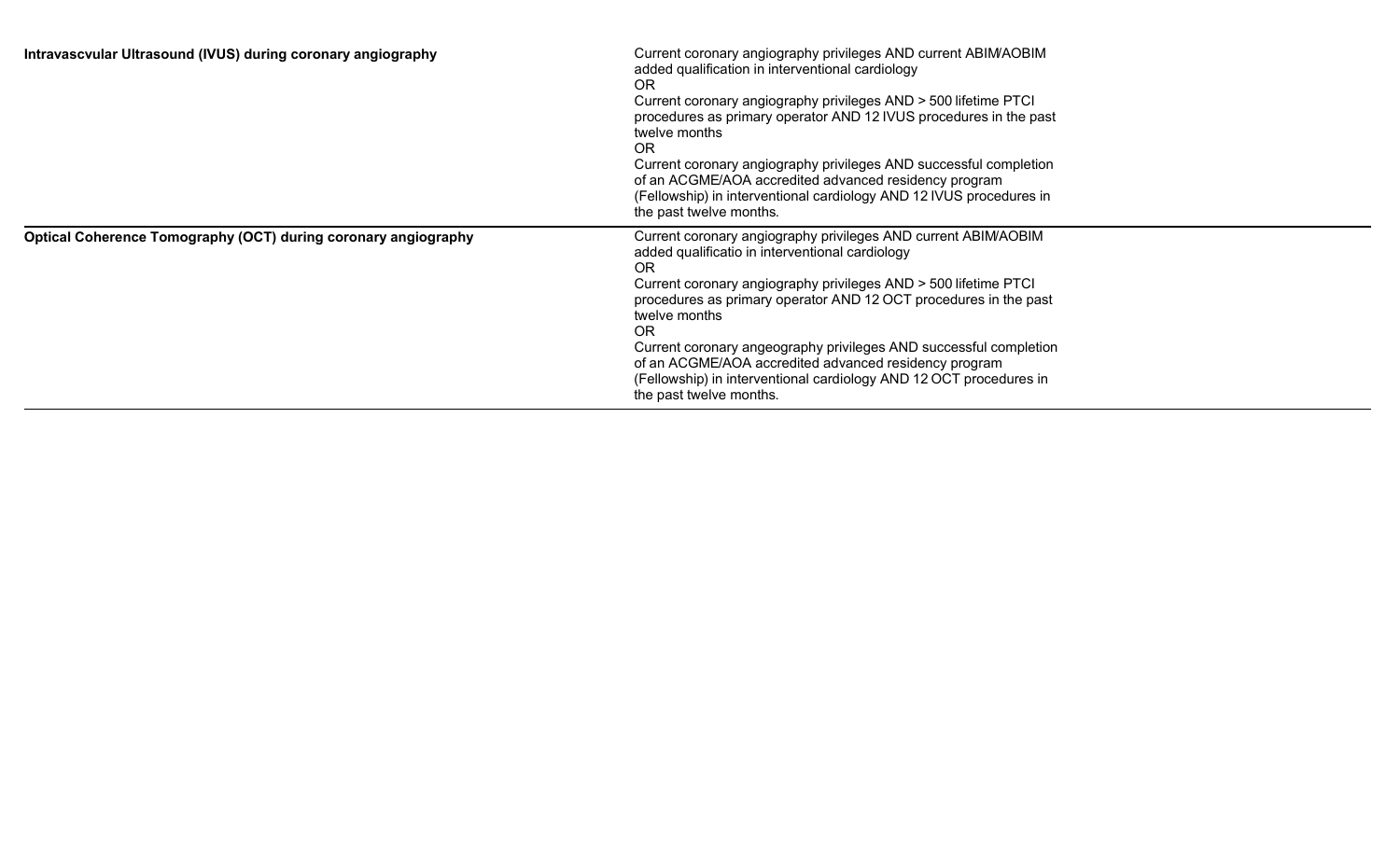| | |
|---|---|
| **Intravascvular Ultrasound (IVUS) during coronary angiography** | Current coronary angiography privileges AND current ABIM/AOBIM added qualification in interventional cardiology<br>OR<br>Current coronary angiography privileges AND > 500 lifetime PTCI procedures as primary operator AND 12 IVUS procedures in the past twelve months<br>OR<br>Current coronary angiography privileges AND successful completion of an ACGME/AOA accredited advanced residency program (Fellowship) in interventional cardiology AND 12 IVUS procedures in the past twelve months. |
| **Optical Coherence Tomography (OCT) during coronary angiography** | Current coronary angiography privileges AND current ABIM/AOBIM added qualificatio in interventional cardiology<br>OR<br>Current coronary angiography privileges AND > 500 lifetime PTCI procedures as primary operator AND 12 OCT procedures in the past twelve months<br>OR<br>Current coronary angeography privileges AND successful completion of an ACGME/AOA accredited advanced residency program (Fellowship) in interventional cardiology AND 12 OCT procedures in the past twelve months. |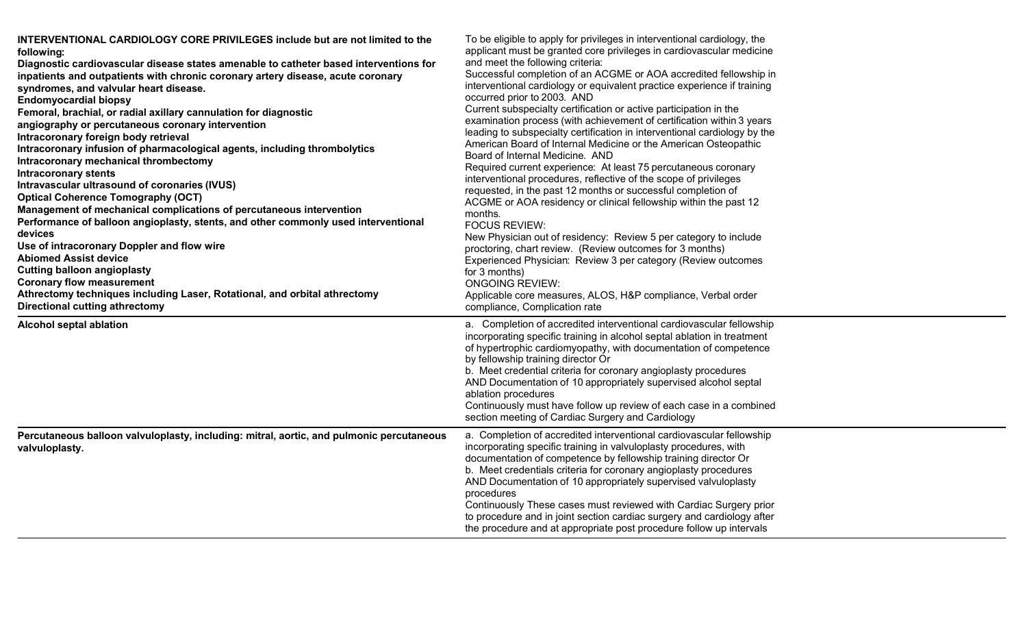| | | |
|---|---|---|
| **INTERVENTIONAL CARDIOLOGY CORE PRIVILEGES include but are not limited to the following:**<br>**Diagnostic cardiovascular disease states amenable to catheter based interventions for inpatients and outpatients with chronic coronary artery disease, acute coronary syndromes, and valvular heart disease.**<br>**Endomyocardial biopsy**<br>**Femoral, brachial, or radial axillary cannulation for diagnostic angiography or percutaneous coronary intervention**<br>**Intracoronary foreign body retrieval**<br>**Intracoronary infusion of pharmacological agents, including thrombolytics**<br>**Intracoronary mechanical thrombectomy**<br>**Intracoronary stents**<br>**Intravascular ultrasound of coronaries (IVUS)**<br>**Optical Coherence Tomography (OCT)**<br>**Management of mechanical complications of percutaneous intervention**<br>**Performance of balloon angioplasty, stents, and other commonly used interventional devices**<br>**Use of intracoronary Doppler and flow wire**<br>**Abiomed Assist device**<br>**Cutting balloon angioplasty**<br>**Coronary flow measurement**<br>**Athrectomy techniques including Laser, Rotational, and orbital athrectomy**<br>**Directional cutting athrectomy** | To be eligible to apply for privileges in interventional cardiology, the applicant must be granted core privileges in cardiovascular medicine and meet the following criteria:<br>Successful completion of an ACGME or AOA accredited fellowship in interventional cardiology or equivalent practice experience if training occurred prior to 2003. AND<br>Current subspecialty certification or active participation in the examination process (with achievement of certification within 3 years leading to subspecialty certification in interventional cardiology by the American Board of Internal Medicine or the American Osteopathic Board of Internal Medicine. AND<br>Required current experience: At least 75 percutaneous coronary interventional procedures, reflective of the scope of privileges requested, in the past 12 months or successful completion of ACGME or AOA residency or clinical fellowship within the past 12 months.<br>FOCUS REVIEW:<br>New Physician out of residency: Review 5 per category to include proctoring, chart review. (Review outcomes for 3 months)<br>Experienced Physician: Review 3 per category (Review outcomes for 3 months)<br>ONGOING REVIEW:<br>Applicable core measures, ALOS, H&P compliance, Verbal order compliance, Complication rate | |
| **Alcohol septal ablation** | a. Completion of accredited interventional cardiovascular fellowship incorporating specific training in alcohol septal ablation in treatment of hypertrophic cardiomyopathy, with documentation of competence by fellowship training director Or<br>b. Meet credential criteria for coronary angioplasty procedures AND Documentation of 10 appropriately supervised alcohol septal ablation procedures<br>Continuously must have follow up review of each case in a combined section meeting of Cardiac Surgery and Cardiology | |
| **Percutaneous balloon valvuloplasty, including: mitral, aortic, and pulmonic percutaneous valvuloplasty.** | a. Completion of accredited interventional cardiovascular fellowship incorporating specific training in valvuloplasty procedures, with documentation of competence by fellowship training director Or<br>b. Meet credentials criteria for coronary angioplasty procedures AND Documentation of 10 appropriately supervised valvuloplasty procedures<br>Continuously These cases must reviewed with Cardiac Surgery prior to procedure and in joint section cardiac surgery and cardiology after the procedure and at appropriate post procedure follow up intervals | |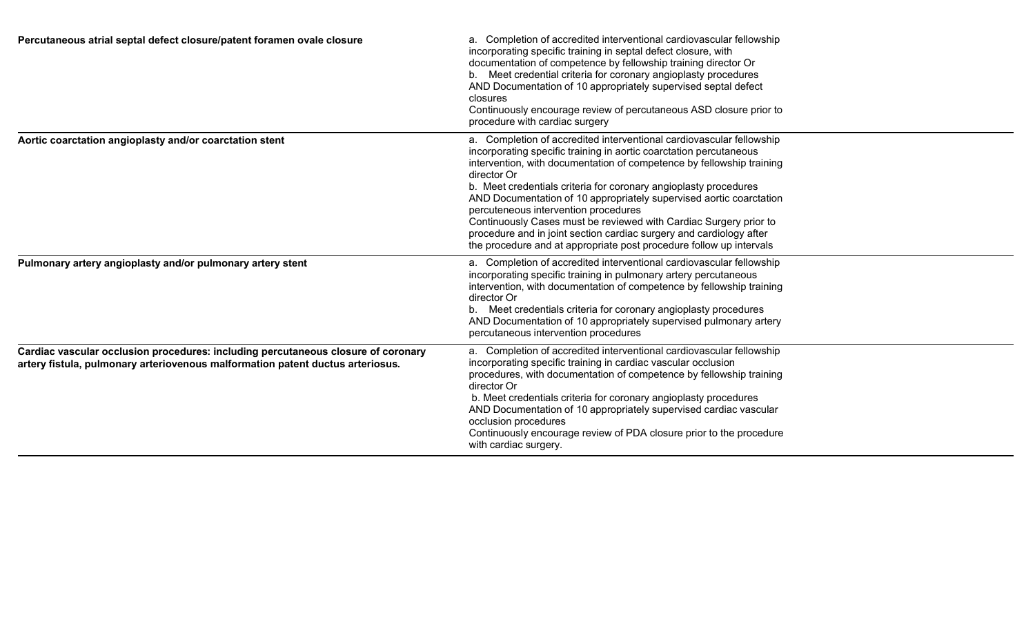| | |
|---|---|
| **Percutaneous atrial septal defect closure/patent foramen ovale closure** | a. Completion of accredited interventional cardiovascular fellowship incorporating specific training in septal defect closure, with documentation of competence by fellowship training director Or<br>b. Meet credential criteria for coronary angioplasty procedures AND Documentation of 10 appropriately supervised septal defect closures<br>Continuously encourage review of percutaneous ASD closure prior to procedure with cardiac surgery |
| **Aortic coarctation angioplasty and/or coarctation stent** | a. Completion of accredited interventional cardiovascular fellowship incorporating specific training in aortic coarctation percutaneous intervention, with documentation of competence by fellowship training director Or<br>b. Meet credentials criteria for coronary angioplasty procedures AND Documentation of 10 appropriately supervised aortic coarctation percuteneous intervention procedures<br>Continuously Cases must be reviewed with Cardiac Surgery prior to procedure and in joint section cardiac surgery and cardiology after the procedure and at appropriate post procedure follow up intervals |
| **Pulmonary artery angioplasty and/or pulmonary artery stent** | a. Completion of accredited interventional cardiovascular fellowship incorporating specific training in pulmonary artery percutaneous intervention, with documentation of competence by fellowship training director Or<br>b. Meet credentials criteria for coronary angioplasty procedures AND Documentation of 10 appropriately supervised pulmonary artery percutaneous intervention procedures |
| **Cardiac vascular occlusion procedures: including percutaneous closure of coronary artery fistula, pulmonary arteriovenous malformation patent ductus arteriosus.** | a. Completion of accredited interventional cardiovascular fellowship incorporating specific training in cardiac vascular occlusion procedures, with documentation of competence by fellowship training director Or<br>b. Meet credentials criteria for coronary angioplasty procedures AND Documentation of 10 appropriately supervised cardiac vascular occlusion procedures<br>Continuously encourage review of PDA closure prior to the procedure with cardiac surgery. |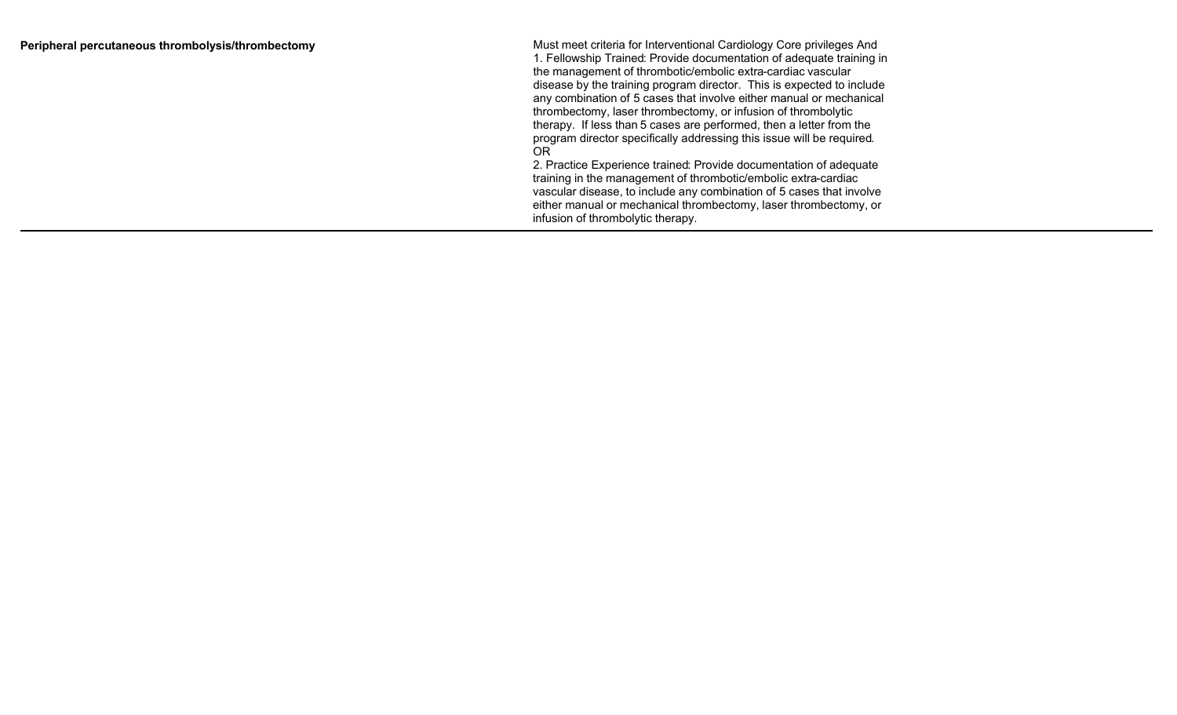| | |
|---|---|
| **Peripheral percutaneous thrombolysis/thrombectomy** | Must meet criteria for Interventional Cardiology Core privileges And<br>1. Fellowship Trained: Provide documentation of adequate training in the management of thrombotic/embolic extra-cardiac vascular disease by the training program director. This is expected to include any combination of 5 cases that involve either manual or mechanical thrombectomy, laser thrombectomy, or infusion of thrombolytic therapy. If less than 5 cases are performed, then a letter from the program director specifically addressing this issue will be required.<br>OR<br>2. Practice Experience trained: Provide documentation of adequate training in the management of thrombotic/embolic extra-cardiac vascular disease, to include any combination of 5 cases that involve either manual or mechanical thrombectomy, laser thrombectomy, or infusion of thrombolytic therapy. |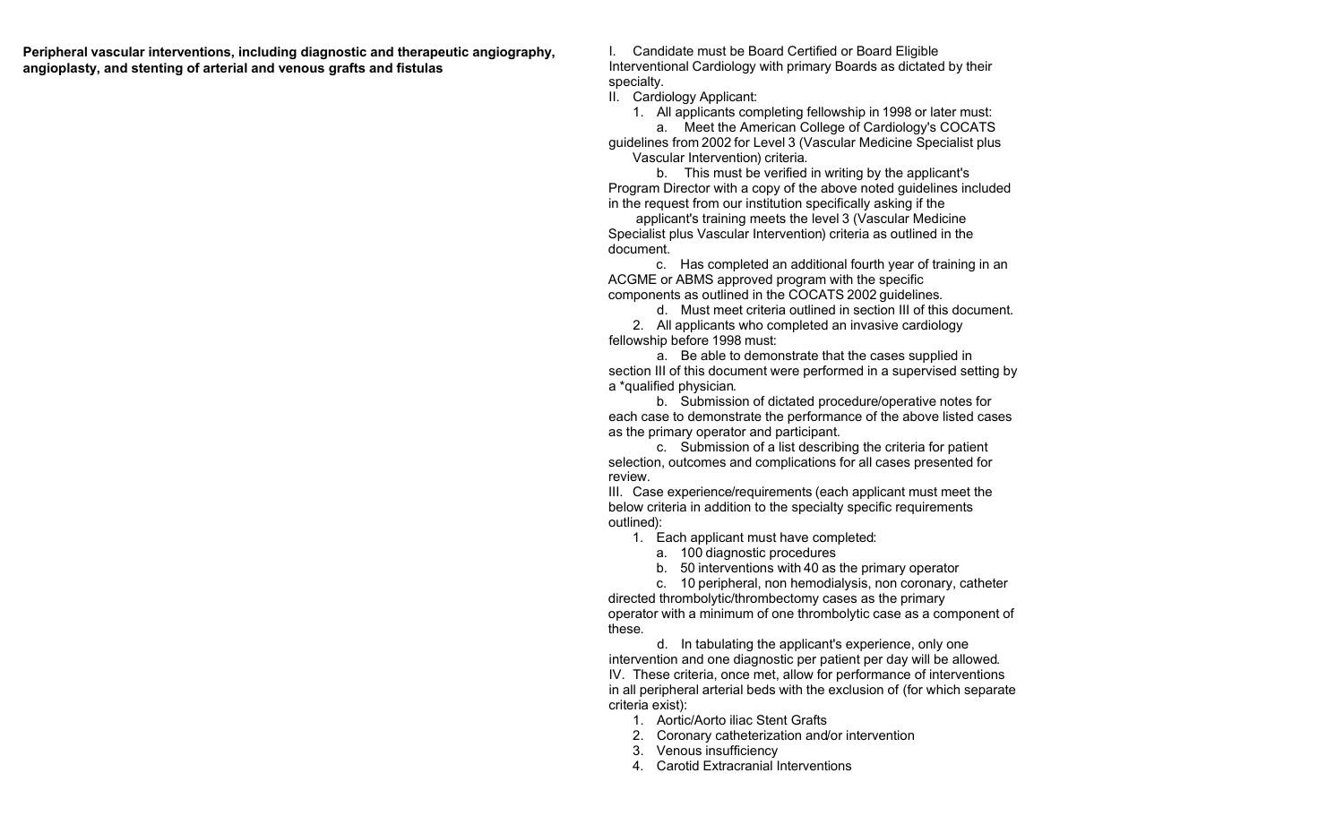**Peripheral vascular interventions, including diagnostic and therapeutic angiography, angioplasty, and stenting of arterial and venous grafts and fistulas**

I. Candidate must be Board Certified or Board Eligible Interventional Cardiology with primary Boards as dictated by their specialty.

II. Cardiology Applicant:

1. All applicants completing fellowship in 1998 or later must:
   - a. Meet the American College of Cardiology's COCATS guidelines from 2002 for Level 3 (Vascular Medicine Specialist plus Vascular Intervention) criteria.
   - b. This must be verified in writing by the applicant's Program Director with a copy of the above noted guidelines included in the request from our institution specifically asking if the applicant's training meets the level 3 (Vascular Medicine Specialist plus Vascular Intervention) criteria as outlined in the document.
   - c. Has completed an additional fourth year of training in an ACGME or ABMS approved program with the specific components as outlined in the COCATS 2002 guidelines.
   - d. Must meet criteria outlined in section III of this document.
2. All applicants who completed an invasive cardiology fellowship before 1998 must:
   - a. Be able to demonstrate that the cases supplied in section III of this document were performed in a supervised setting by a *qualified physician.
   - b. Submission of dictated procedure/operative notes for each case to demonstrate the performance of the above listed cases as the primary operator and participant.
   - c. Submission of a list describing the criteria for patient selection, outcomes and complications for all cases presented for review.

III. Case experience/requirements (each applicant must meet the below criteria in addition to the specialty specific requirements outlined):

1. Each applicant must have completed:
   - a. 100 diagnostic procedures
   - b. 50 interventions with 40 as the primary operator
   - c. 10 peripheral, non hemodialysis, non coronary, catheter directed thrombolytic/thrombectomy cases as the primary operator with a minimum of one thrombolytic case as a component of these.
   - d. In tabulating the applicant's experience, only one intervention and one diagnostic per patient per day will be allowed.

IV. These criteria, once met, allow for performance of interventions in all peripheral arterial beds with the exclusion of (for which separate criteria exist):

1. Aortic/Aorto iliac Stent Grafts
2. Coronary catheterization and/or intervention
3. Venous insufficiency
4. Carotid Extracranial Interventions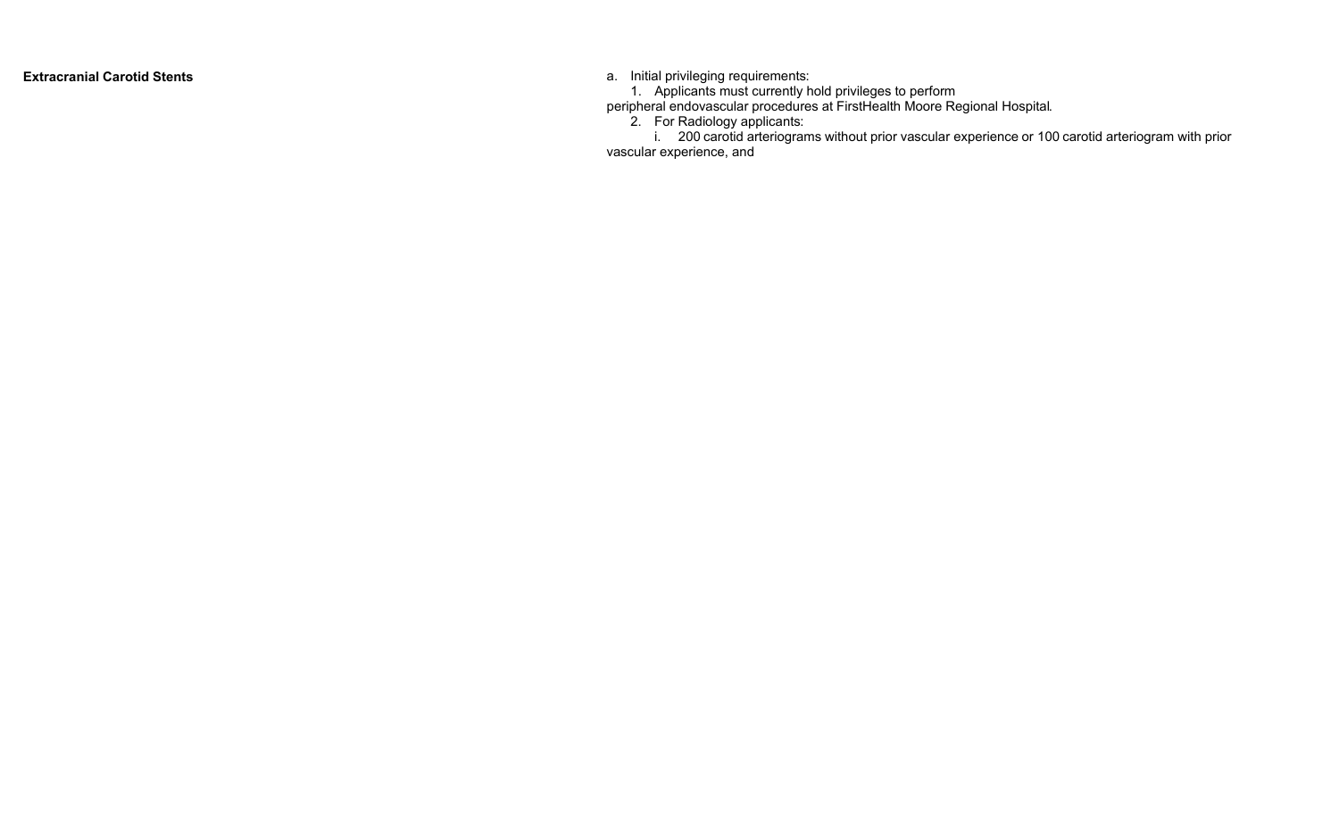**Extracranial Carotid Stents**

a. Initial privileging requirements:

1. Applicants must currently hold privileges to perform peripheral endovascular procedures at FirstHealth Moore Regional Hospital.
2. For Radiology applicants:
   i. 200 carotid arteriograms without prior vascular experience or 100 carotid arteriogram with prior vascular experience, and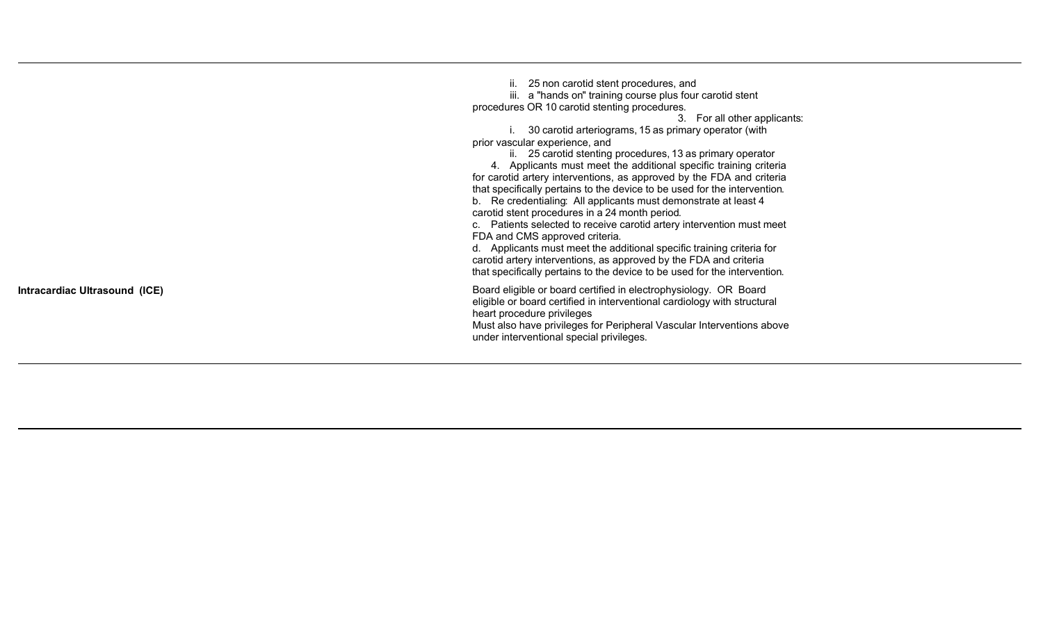| | | |
|---|---|---|
| | ii. 25 non carotid stent procedures, and<br>iii. a "hands on" training course plus four carotid stent procedures OR 10 carotid stenting procedures.<br>3. For all other applicants:<br>i. 30 carotid arteriograms, 15 as primary operator (with prior vascular experience, and<br>ii. 25 carotid stenting procedures, 13 as primary operator<br>4. Applicants must meet the additional specific training criteria for carotid artery interventions, as approved by the FDA and criteria that specifically pertains to the device to be used for the intervention.<br>b. Re credentialing: All applicants must demonstrate at least 4 carotid stent procedures in a 24 month period.<br>c. Patients selected to receive carotid artery intervention must meet FDA and CMS approved criteria.<br>d. Applicants must meet the additional specific training criteria for carotid artery interventions, as approved by the FDA and criteria that specifically pertains to the device to be used for the intervention. | |
| **Intracardiac Ultrasound (ICE)** | Board eligible or board certified in electrophysiology. OR Board eligible or board certified in interventional cardiology with structural heart procedure privileges<br>Must also have privileges for Peripheral Vascular Interventions above under interventional special privileges. | |
| | | |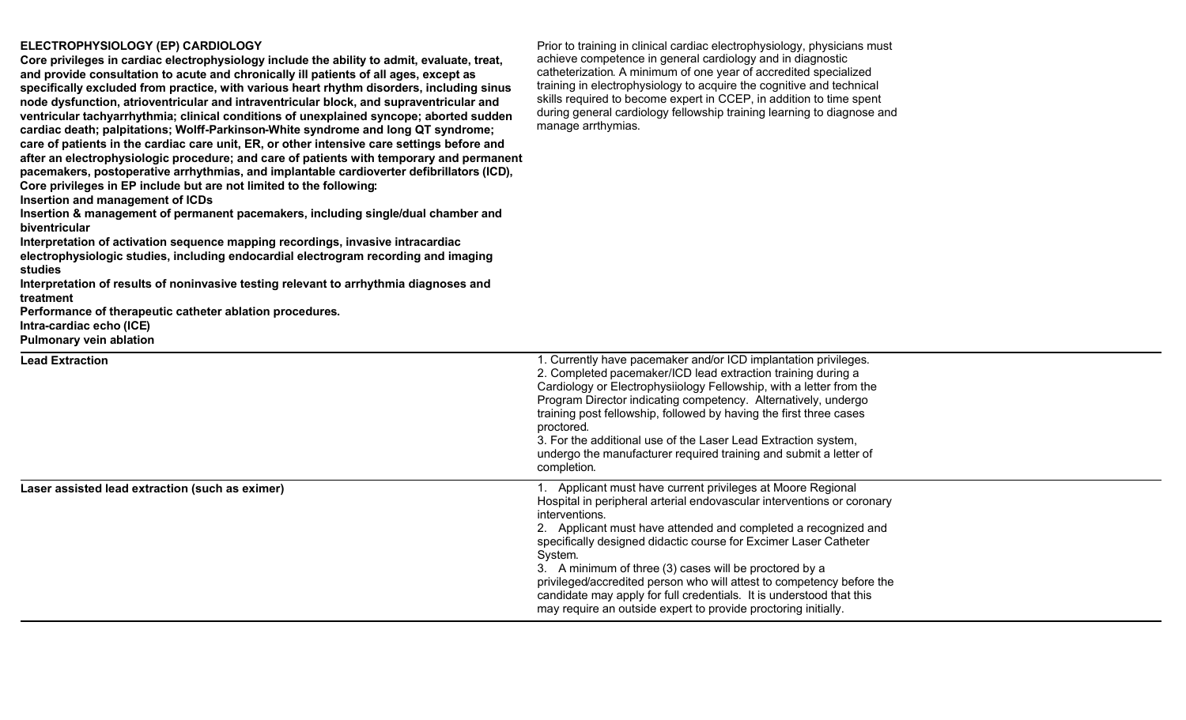| **ELECTROPHYSIOLOGY (EP) CARDIOLOGY**<br>**Core privileges in cardiac electrophysiology include the ability to admit, evaluate, treat, and provide consultation to acute and chronically ill patients of all ages, except as specifically excluded from practice, with various heart rhythm disorders, including sinus node dysfunction, atrioventricular and intraventricular block, and supraventricular and ventricular tachyarrhythmia; clinical conditions of unexplained syncope; aborted sudden cardiac death; palpitations; Wolff-Parkinson-White syndrome and long QT syndrome; care of patients in the cardiac care unit, ER, or other intensive care settings before and after an electrophysiologic procedure; and care of patients with temporary and permanent pacemakers, postoperative arrhythmias, and implantable cardioverter defibrillators (ICD),**<br>**Core privileges in EP include but are not limited to the following:**<br>**Insertion and management of ICDs**<br>**Insertion & management of permanent pacemakers, including single/dual chamber and biventricular**<br>**Interpretation of activation sequence mapping recordings, invasive intracardiac electrophysiologic studies, including endocardial electrogram recording and imaging studies**<br>**Interpretation of results of noninvasive testing relevant to arrhythmia diagnoses and treatment**<br>**Performance of therapeutic catheter ablation procedures.**<br>**Intra-cardiac echo (ICE)**<br>**Pulmonary vein ablation** | Prior to training in clinical cardiac electrophysiology, physicians must achieve competence in general cardiology and in diagnostic catheterization. A minimum of one year of accredited specialized training in electrophysiology to acquire the cognitive and technical skills required to become expert in CCEP, in addition to time spent during general cardiology fellowship training learning to diagnose and manage arrthymias. |
|---|---|
| **Lead Extraction** | 1. Currently have pacemaker and/or ICD implantation privileges.<br>2. Completed pacemaker/ICD lead extraction training during a Cardiology or Electrophysiiology Fellowship, with a letter from the Program Director indicating competency. Alternatively, undergo training post fellowship, followed by having the first three cases proctored.<br>3. For the additional use of the Laser Lead Extraction system, undergo the manufacturer required training and submit a letter of completion. |
| **Laser assisted lead extraction (such as eximer)** | 1. Applicant must have current privileges at Moore Regional Hospital in peripheral arterial endovascular interventions or coronary interventions.<br>2. Applicant must have attended and completed a recognized and specifically designed didactic course for Excimer Laser Catheter System.<br>3. A minimum of three (3) cases will be proctored by a privileged/accredited person who will attest to competency before the candidate may apply for full credentials. It is understood that this may require an outside expert to provide proctoring initially. |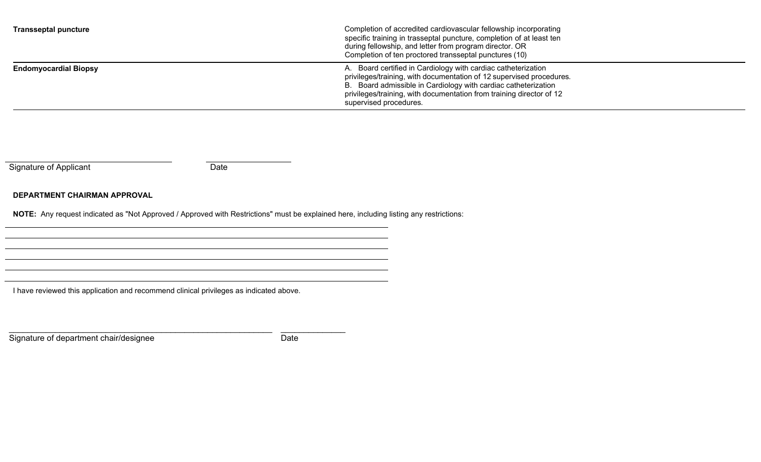| | |
|---|---|
| **Transseptal puncture** | Completion of accredited cardiovascular fellowship incorporating specific training in trasseptal puncture, completion of at least ten during fellowship, and letter from program director. OR<br>Completion of ten proctored transseptal punctures (10) |
| **Endomyocardial Biopsy** | A. Board certified in Cardiology with cardiac catheterization privileges/training, with documentation of 12 supervised procedures.<br>B. Board admissible in Cardiology with cardiac catheterization privileges/training, with documentation from training director of 12 supervised procedures. |

______________________________ ______________

Signature of Applicant Date

**DEPARTMENT CHAIRMAN APPROVAL**

**NOTE:** Any request indicated as "Not Approved / Approved with Restrictions" must be explained here, including listing any restrictions:

______________________________________________________________

______________________________________________________________

______________________________________________________________

______________________________________________________________

______________________________________________________________

______________________________________________________________

I have reviewed this application and recommend clinical privileges as indicated above.

______________________________________________ ______________

Signature of department chair/designee Date